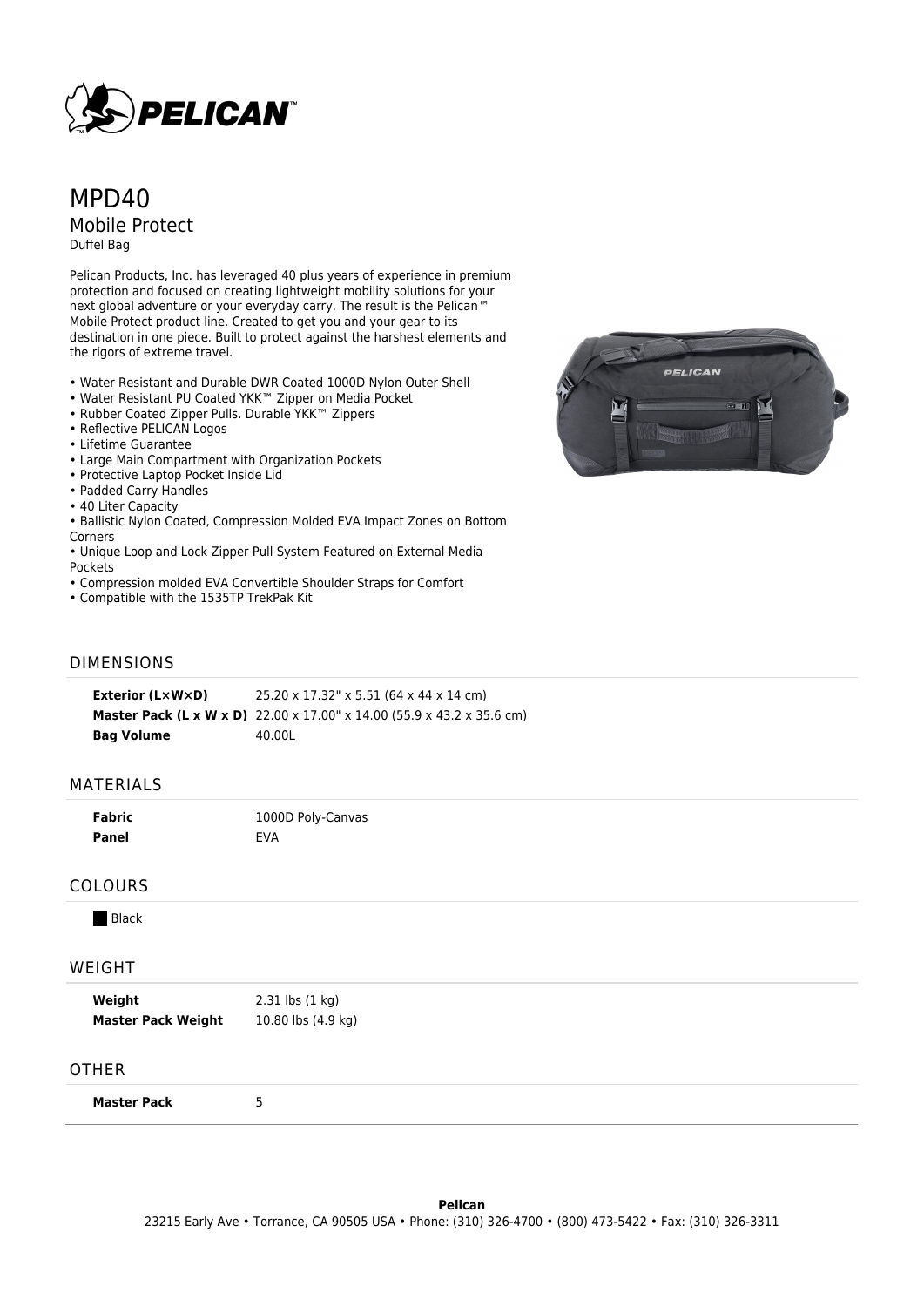# MPD40

## Mobile Protect

Duffel Bag

Pelican Products, Inc. has leveraged 40 plus years of experience in premium protection and focused on creating lightweight mobility solutions for your next global adventure or your everyday carry. The result is the Pelican™ Mobile Protect product line. Created to get you and your gear to its destination in one piece. Built to protect against the harshest elements and the rigors of extreme travel.

- Water Resistant and Durable DWR Coated 1000D Nylon Outer Shell
- Water Resistant PU Coated YKK™ Zipper on Media Pocket
- Rubber Coated Zipper Pulls. Durable YKK™ Zippers
- Reflective PELICAN Logos
- Lifetime Guarantee
- Large Main Compartment with Organization Pockets
- Protective Laptop Pocket Inside Lid
- Padded Carry Handles
- 40 Liter Capacity
- Ballistic Nylon Coated, Compression Molded EVA Impact Zones on Bottom Corners
- Unique Loop and Lock Zipper Pull System Featured on External Media Pockets
- Compression molded EVA Convertible Shoulder Straps for Comfort
- Compatible with the 1535TP TrekPak Kit

## DIMENSIONS

| | |
|---|---|
| **Exterior (L×W×D)** | 25.20 x 17.32" x 5.51 (64 x 44 x 14 cm) |
| **Master Pack (L x W x D)** | 22.00 x 17.00" x 14.00 (55.9 x 43.2 x 35.6 cm) |
| **Bag Volume** | 40.00L |

## MATERIALS

| | |
|---|---|
| **Fabric** | 1000D Poly-Canvas |
| **Panel** | EVA |

## COLOURS

Black

## WEIGHT

| | |
|---|---|
| **Weight** | 2.31 lbs (1 kg) |
| **Master Pack Weight** | 10.80 lbs (4.9 kg) |

## OTHER

| | |
|---|---|
| **Master Pack** | 5 |

**Pelican**
23215 Early Ave • Torrance, CA 90505 USA • Phone: (310) 326-4700 • (800) 473-5422 • Fax: (310) 326-3311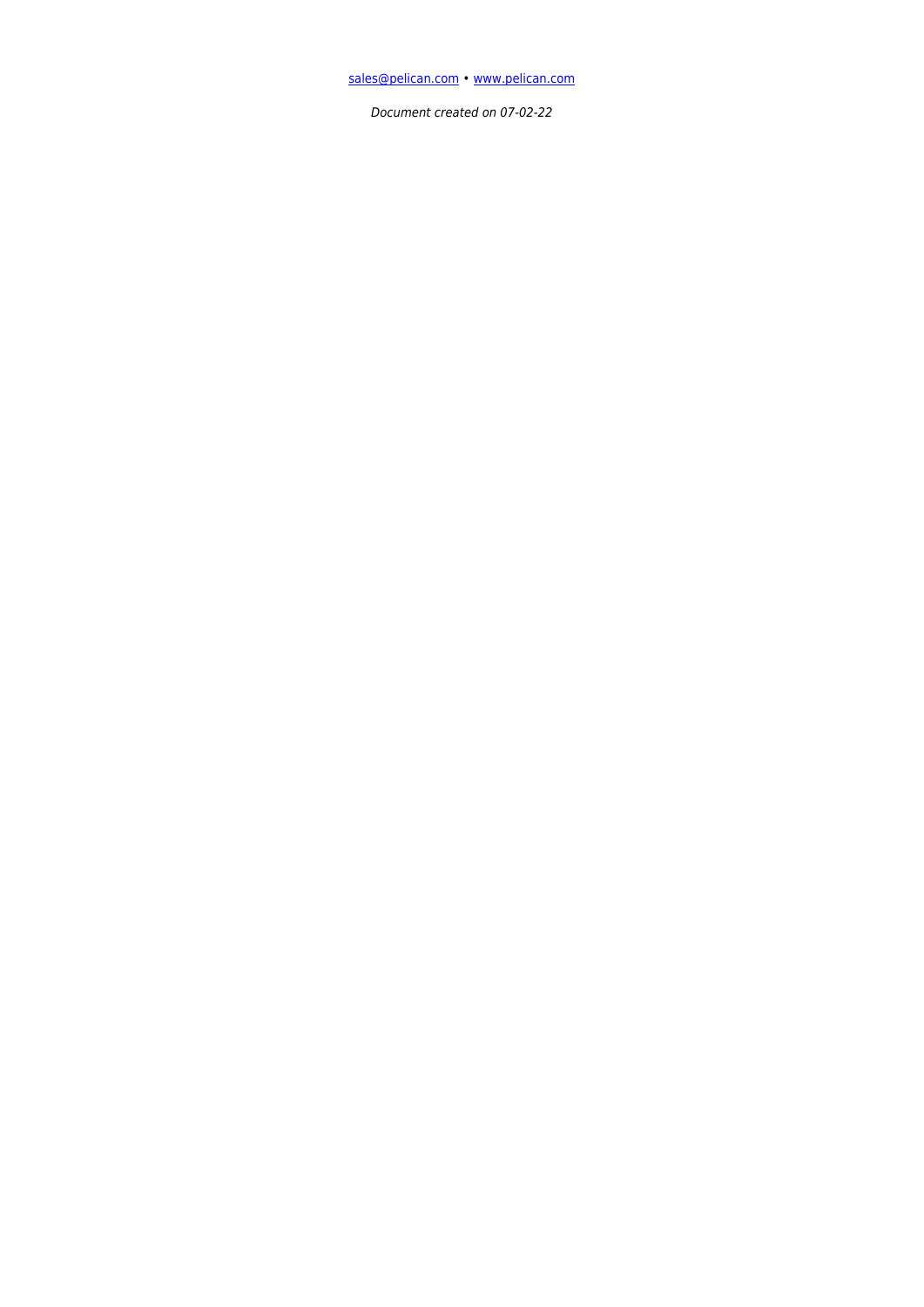[sales@pelican.com](mailto:sales@pelican.com) • [www.pelican.com](http://www.pelican.com)

*Document created on 07-02-22*